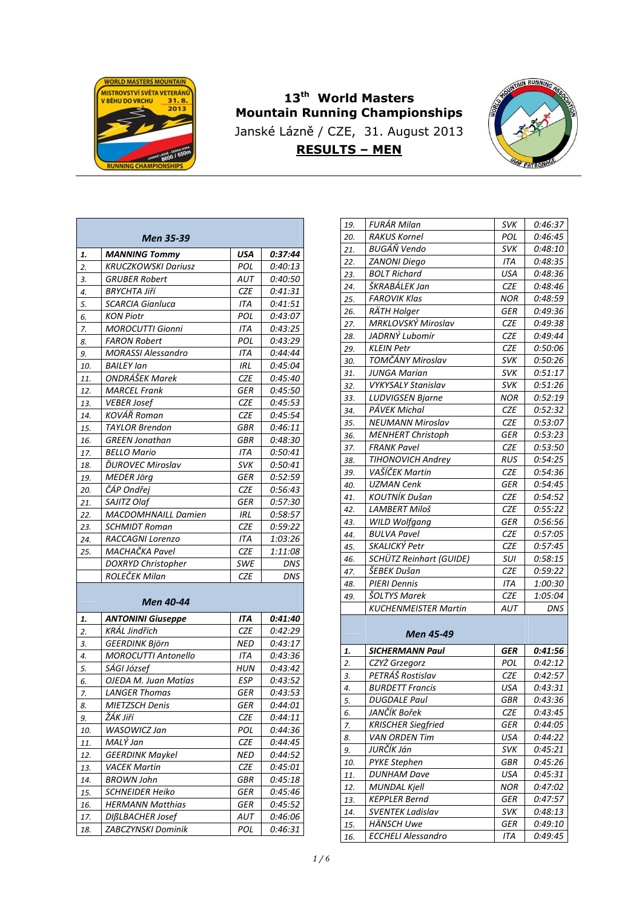# 13th World Masters Mountain Running Championships

Janské Lázně / CZE, 31. August 2013

## RESULTS – MEN

| **Men 35-39** | | | |
|---|---|---|---|
| **1.** | **MANNING Tommy** | **USA** | **0:37:44** |
| 2. | KRUCZKOWSKI Dariusz | POL | 0:40:13 |
| 3. | GRUBER Robert | AUT | 0:40:50 |
| 4. | BRYCHTA Jiří | CZE | 0:41:31 |
| 5. | SCARCIA Gianluca | ITA | 0:41:51 |
| 6. | KON Piotr | POL | 0:43:07 |
| 7. | MOROCUTTI Gionni | ITA | 0:43:25 |
| 8. | FARON Robert | POL | 0:43:29 |
| 9. | MORASSI Alessandro | ITA | 0:44:44 |
| 10. | BAILEY Ian | IRL | 0:45:04 |
| 11. | ONDRÁŠEK Marek | CZE | 0:45:40 |
| 12. | MARCEL Frank | GER | 0:45:50 |
| 13. | VEBER Josef | CZE | 0:45:53 |
| 14. | KOVÁŘ Roman | CZE | 0:45:54 |
| 15. | TAYLOR Brendon | GBR | 0:46:11 |
| 16. | GREEN Jonathan | GBR | 0:48:30 |
| 17. | BELLO Mario | ITA | 0:50:41 |
| 18. | ĎUROVEC Miroslav | SVK | 0:50:41 |
| 19. | MEDER Jörg | GER | 0:52:59 |
| 20. | ČÁP Ondřej | CZE | 0:56:43 |
| 21. | SAJITZ Olaf | GER | 0:57:30 |
| 22. | MACDOMHNAILL Damien | IRL | 0:58:57 |
| 23. | SCHMIDT Roman | CZE | 0:59:22 |
| 24. | RACCAGNI Lorenzo | ITA | 1:03:26 |
| 25. | MACHAČKA Pavel | CZE | 1:11:08 |
| | DOXRYD Christopher | SWE | DNS |
| | ROLEČEK Milan | CZE | DNS |

| **Men 40-44** | | | |
|---|---|---|---|
| **1.** | **ANTONINI Giuseppe** | **ITA** | **0:41:40** |
| 2. | KRÁL Jindřich | CZE | 0:42:29 |
| 3. | GEERDINK Björn | NED | 0:43:17 |
| 4. | MOROCUTTI Antonello | ITA | 0:43:36 |
| 5. | SÁGI József | HUN | 0:43:42 |
| 6. | OJEDA M. Juan Matías | ESP | 0:43:52 |
| 7. | LANGER Thomas | GER | 0:43:53 |
| 8. | MIETZSCH Denis | GER | 0:44:01 |
| 9. | ŽÁK Jiří | CZE | 0:44:11 |
| 10. | WASOWICZ Jan | POL | 0:44:36 |
| 11. | MALÝ Jan | CZE | 0:44:45 |
| 12. | GEERDINK Maykel | NED | 0:44:52 |
| 13. | VACEK Martin | CZE | 0:45:01 |
| 14. | BROWN John | GBR | 0:45:18 |
| 15. | SCHNEIDER Heiko | GER | 0:45:46 |
| 16. | HERMANN Matthias | GER | 0:45:52 |
| 17. | DIßLBACHER Josef | AUT | 0:46:06 |
| 18. | ZABCZYNSKI Dominik | POL | 0:46:31 |
| 19. | FURÁR Milan | SVK | 0:46:37 |
| 20. | RAKUS Kornel | POL | 0:46:45 |
| 21. | BUGÁŇ Vendo | SVK | 0:48:10 |
| 22. | ZANONI Diego | ITA | 0:48:35 |
| 23. | BOLT Richard | USA | 0:48:36 |
| 24. | ŠKRABÁLEK Jan | CZE | 0:48:46 |
| 25. | FAROVIK Klas | NOR | 0:48:59 |
| 26. | RÄTH Holger | GER | 0:49:36 |
| 27. | MRKLOVSKÝ Miroslav | CZE | 0:49:38 |
| 28. | JADRNÝ Lubomír | CZE | 0:49:44 |
| 29. | KLEIN Petr | CZE | 0:50:06 |
| 30. | TOMČÁNY Miroslav | SVK | 0:50:26 |
| 31. | JUNGA Marian | SVK | 0:51:17 |
| 32. | VYKYSALY Stanislav | SVK | 0:51:26 |
| 33. | LUDVIGSEN Bjarne | NOR | 0:52:19 |
| 34. | PÁVEK Michal | CZE | 0:52:32 |
| 35. | NEUMANN Miroslav | CZE | 0:53:07 |
| 36. | MENHERT Christoph | GER | 0:53:23 |
| 37. | FRANK Pavel | CZE | 0:53:50 |
| 38. | TIHONOVICH Andrey | RUS | 0:54:25 |
| 39. | VAŠÍČEK Martin | CZE | 0:54:36 |
| 40. | UZMAN Cenk | GER | 0:54:45 |
| 41. | KOUTNÍK Dušan | CZE | 0:54:52 |
| 42. | LAMBERT Miloš | CZE | 0:55:22 |
| 43. | WILD Wolfgang | GER | 0:56:56 |
| 44. | BULVA Pavel | CZE | 0:57:05 |
| 45. | SKALICKÝ Petr | CZE | 0:57:45 |
| 46. | SCHÜTZ Reinhart (GUIDE) | SUI | 0:58:15 |
| 47. | ŠEBEK Dušan | CZE | 0:59:22 |
| 48. | PIERI Dennis | ITA | 1:00:30 |
| 49. | ŠOLTYS Marek | CZE | 1:05:04 |
| | KUCHENMEISTER Martin | AUT | DNS |

| **Men 45-49** | | | |
|---|---|---|---|
| **1.** | **SICHERMANN Paul** | **GER** | **0:41:56** |
| 2. | CZYŻ Grzegorz | POL | 0:42:12 |
| 3. | PETRÁŠ Rostislav | CZE | 0:42:57 |
| 4. | BURDETT Francis | USA | 0:43:31 |
| 5. | DUGDALE Paul | GBR | 0:43:36 |
| 6. | JANČÍK Bořek | CZE | 0:43:45 |
| 7. | KRISCHER Siegfried | GER | 0:44:05 |
| 8. | VAN ORDEN Tim | USA | 0:44:22 |
| 9. | JURČÍK Ján | SVK | 0:45:21 |
| 10. | PYKE Stephen | GBR | 0:45:26 |
| 11. | DUNHAM Dave | USA | 0:45:31 |
| 12. | MUNDAL Kjell | NOR | 0:47:02 |
| 13. | KEPPLER Bernd | GER | 0:47:57 |
| 14. | SVENTEK Ladislav | SVK | 0:48:13 |
| 15. | HÄNSCH Uwe | GER | 0:49:10 |
| 16. | ECCHELI Alessandro | ITA | 0:49:45 |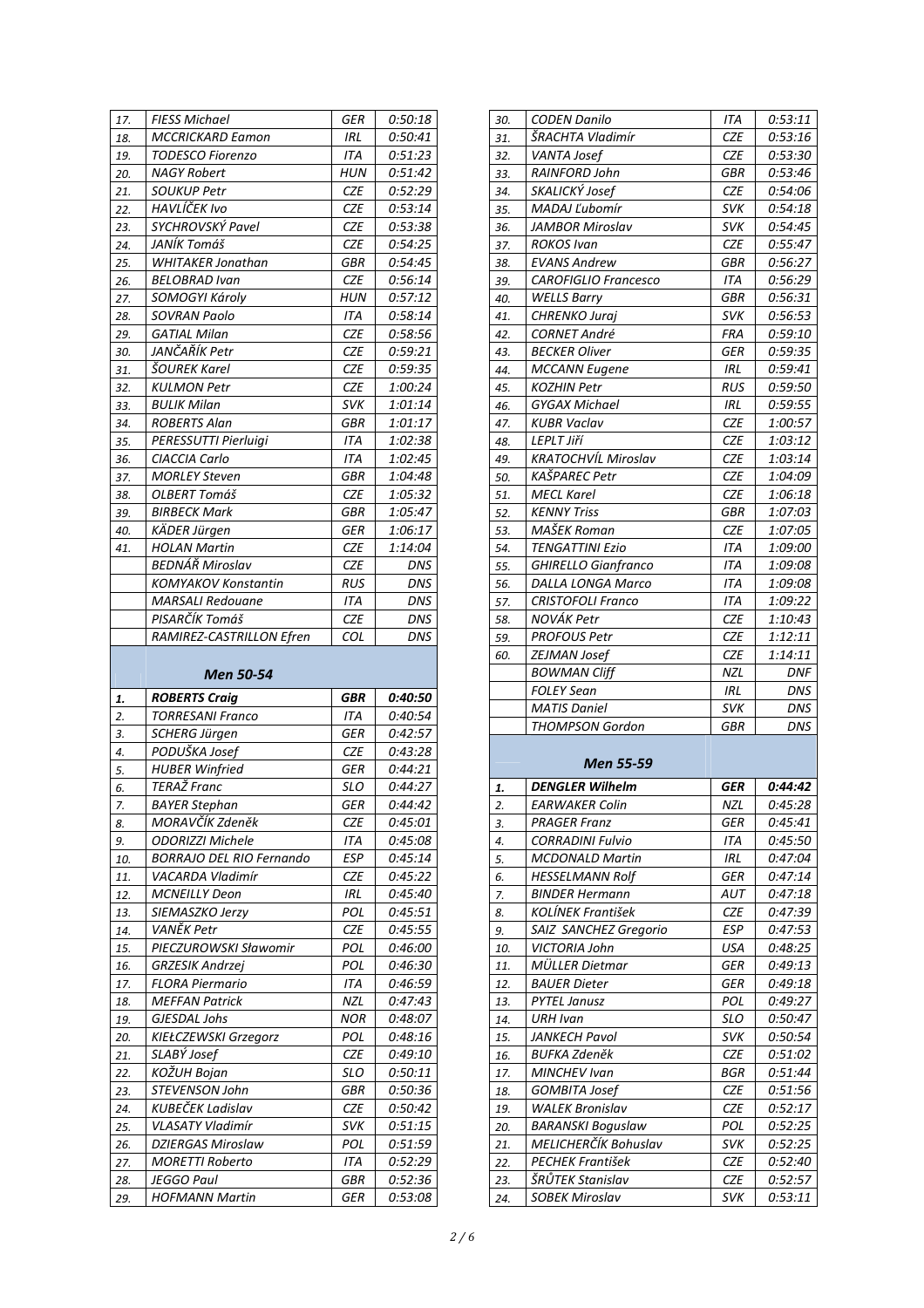| | | | |
|---|---|---|---|
| 17. | FIESS Michael | GER | 0:50:18 |
| 18. | MCCRICKARD Eamon | IRL | 0:50:41 |
| 19. | TODESCO Fiorenzo | ITA | 0:51:23 |
| 20. | NAGY Robert | HUN | 0:51:42 |
| 21. | SOUKUP Petr | CZE | 0:52:29 |
| 22. | HAVLÍČEK Ivo | CZE | 0:53:14 |
| 23. | SYCHROVSKÝ Pavel | CZE | 0:53:38 |
| 24. | JANÍK Tomáš | CZE | 0:54:25 |
| 25. | WHITAKER Jonathan | GBR | 0:54:45 |
| 26. | BELOBRAD Ivan | CZE | 0:56:14 |
| 27. | SOMOGYI Károly | HUN | 0:57:12 |
| 28. | SOVRAN Paolo | ITA | 0:58:14 |
| 29. | GATIAL Milan | CZE | 0:58:56 |
| 30. | JANČAŘÍK Petr | CZE | 0:59:21 |
| 31. | ŠOUREK Karel | CZE | 0:59:35 |
| 32. | KULMON Petr | CZE | 1:00:24 |
| 33. | BULIK Milan | SVK | 1:01:14 |
| 34. | ROBERTS Alan | GBR | 1:01:17 |
| 35. | PERESSUTTI Pierluigi | ITA | 1:02:38 |
| 36. | CIACCIA Carlo | ITA | 1:02:45 |
| 37. | MORLEY Steven | GBR | 1:04:48 |
| 38. | OLBERT Tomáš | CZE | 1:05:32 |
| 39. | BIRBECK Mark | GBR | 1:05:47 |
| 40. | KÄDER Jürgen | GER | 1:06:17 |
| 41. | HOLAN Martin | CZE | 1:14:04 |
| | BEDNÁŘ Miroslav | CZE | DNS |
| | KOMYAKOV Konstantin | RUS | DNS |
| | MARSALI Redouane | ITA | DNS |
| | PISARČÍK Tomáš | CZE | DNS |
| | RAMIREZ-CASTRILLON Efren | COL | DNS |

## Men 50-54

| | | | |
|---|---|---|---|
| **1.** | **ROBERTS Craig** | **GBR** | **0:40:50** |
| 2. | TORRESANI Franco | ITA | 0:40:54 |
| 3. | SCHERG Jürgen | GER | 0:42:57 |
| 4. | PODUŠKA Josef | CZE | 0:43:28 |
| 5. | HUBER Winfried | GER | 0:44:21 |
| 6. | TERAŽ Franc | SLO | 0:44:27 |
| 7. | BAYER Stephan | GER | 0:44:42 |
| 8. | MORAVČÍK Zdeněk | CZE | 0:45:01 |
| 9. | ODORIZZI Michele | ITA | 0:45:08 |
| 10. | BORRAJO DEL RIO Fernando | ESP | 0:45:14 |
| 11. | VACARDA Vladimír | CZE | 0:45:22 |
| 12. | MCNEILLY Deon | IRL | 0:45:40 |
| 13. | SIEMASZKO Jerzy | POL | 0:45:51 |
| 14. | VANĚK Petr | CZE | 0:45:55 |
| 15. | PIECZUROWSKI Sławomir | POL | 0:46:00 |
| 16. | GRZESIK Andrzej | POL | 0:46:30 |
| 17. | FLORA Piermario | ITA | 0:46:59 |
| 18. | MEFFAN Patrick | NZL | 0:47:43 |
| 19. | GJESDAL Johs | NOR | 0:48:07 |
| 20. | KIEŁCZEWSKI Grzegorz | POL | 0:48:16 |
| 21. | SLABÝ Josef | CZE | 0:49:10 |
| 22. | KOŽUH Bojan | SLO | 0:50:11 |
| 23. | STEVENSON John | GBR | 0:50:36 |
| 24. | KUBEČEK Ladislav | CZE | 0:50:42 |
| 25. | VLASATY Vladimír | SVK | 0:51:15 |
| 26. | DZIERGAS Miroslaw | POL | 0:51:59 |
| 27. | MORETTI Roberto | ITA | 0:52:29 |
| 28. | JEGGO Paul | GBR | 0:52:36 |
| 29. | HOFMANN Martin | GER | 0:53:08 |
| 30. | CODEN Danilo | ITA | 0:53:11 |
| 31. | ŠRACHTA Vladimír | CZE | 0:53:16 |
| 32. | VANTA Josef | CZE | 0:53:30 |
| 33. | RAINFORD John | GBR | 0:53:46 |
| 34. | SKALICKÝ Josef | CZE | 0:54:06 |
| 35. | MADAJ Ľubomír | SVK | 0:54:18 |
| 36. | JAMBOR Miroslav | SVK | 0:54:45 |
| 37. | ROKOS Ivan | CZE | 0:55:47 |
| 38. | EVANS Andrew | GBR | 0:56:27 |
| 39. | CAROFIGLIO Francesco | ITA | 0:56:29 |
| 40. | WELLS Barry | GBR | 0:56:31 |
| 41. | CHRENKO Juraj | SVK | 0:56:53 |
| 42. | CORNET André | FRA | 0:59:10 |
| 43. | BECKER Oliver | GER | 0:59:35 |
| 44. | MCCANN Eugene | IRL | 0:59:41 |
| 45. | KOZHIN Petr | RUS | 0:59:50 |
| 46. | GYGAX Michael | IRL | 0:59:55 |
| 47. | KUBR Vaclav | CZE | 1:00:57 |
| 48. | LEPLT Jiří | CZE | 1:03:12 |
| 49. | KRATOCHVÍL Miroslav | CZE | 1:03:14 |
| 50. | KAŠPAREC Petr | CZE | 1:04:09 |
| 51. | MECL Karel | CZE | 1:06:18 |
| 52. | KENNY Triss | GBR | 1:07:03 |
| 53. | MAŠEK Roman | CZE | 1:07:05 |
| 54. | TENGATTINI Ezio | ITA | 1:09:00 |
| 55. | GHIRELLO Gianfranco | ITA | 1:09:08 |
| 56. | DALLA LONGA Marco | ITA | 1:09:08 |
| 57. | CRISTOFOLI Franco | ITA | 1:09:22 |
| 58. | NOVÁK Petr | CZE | 1:10:43 |
| 59. | PROFOUS Petr | CZE | 1:12:11 |
| 60. | ZEJMAN Josef | CZE | 1:14:11 |
| | BOWMAN Cliff | NZL | DNF |
| | FOLEY Sean | IRL | DNS |
| | MATIS Daniel | SVK | DNS |
| | THOMPSON Gordon | GBR | DNS |

## Men 55-59

| | | | |
|---|---|---|---|
| **1.** | **DENGLER Wilhelm** | **GER** | **0:44:42** |
| 2. | EARWAKER Colin | NZL | 0:45:28 |
| 3. | PRAGER Franz | GER | 0:45:41 |
| 4. | CORRADINI Fulvio | ITA | 0:45:50 |
| 5. | MCDONALD Martin | IRL | 0:47:04 |
| 6. | HESSELMANN Rolf | GER | 0:47:14 |
| 7. | BINDER Hermann | AUT | 0:47:18 |
| 8. | KOLÍNEK František | CZE | 0:47:39 |
| 9. | SAIZ SANCHEZ Gregorio | ESP | 0:47:53 |
| 10. | VICTORIA John | USA | 0:48:25 |
| 11. | MÜLLER Dietmar | GER | 0:49:13 |
| 12. | BAUER Dieter | GER | 0:49:18 |
| 13. | PYTEL Janusz | POL | 0:49:27 |
| 14. | URH Ivan | SLO | 0:50:47 |
| 15. | JANKECH Pavol | SVK | 0:50:54 |
| 16. | BUFKA Zdeněk | CZE | 0:51:02 |
| 17. | MINCHEV Ivan | BGR | 0:51:44 |
| 18. | GOMBITA Josef | CZE | 0:51:56 |
| 19. | WALEK Bronislav | CZE | 0:52:17 |
| 20. | BARANSKI Boguslaw | POL | 0:52:25 |
| 21. | MELICHERČÍK Bohuslav | SVK | 0:52:25 |
| 22. | PECHEK František | CZE | 0:52:40 |
| 23. | ŠRŮTEK Stanislav | CZE | 0:52:57 |
| 24. | SOBEK Miroslav | SVK | 0:53:11 |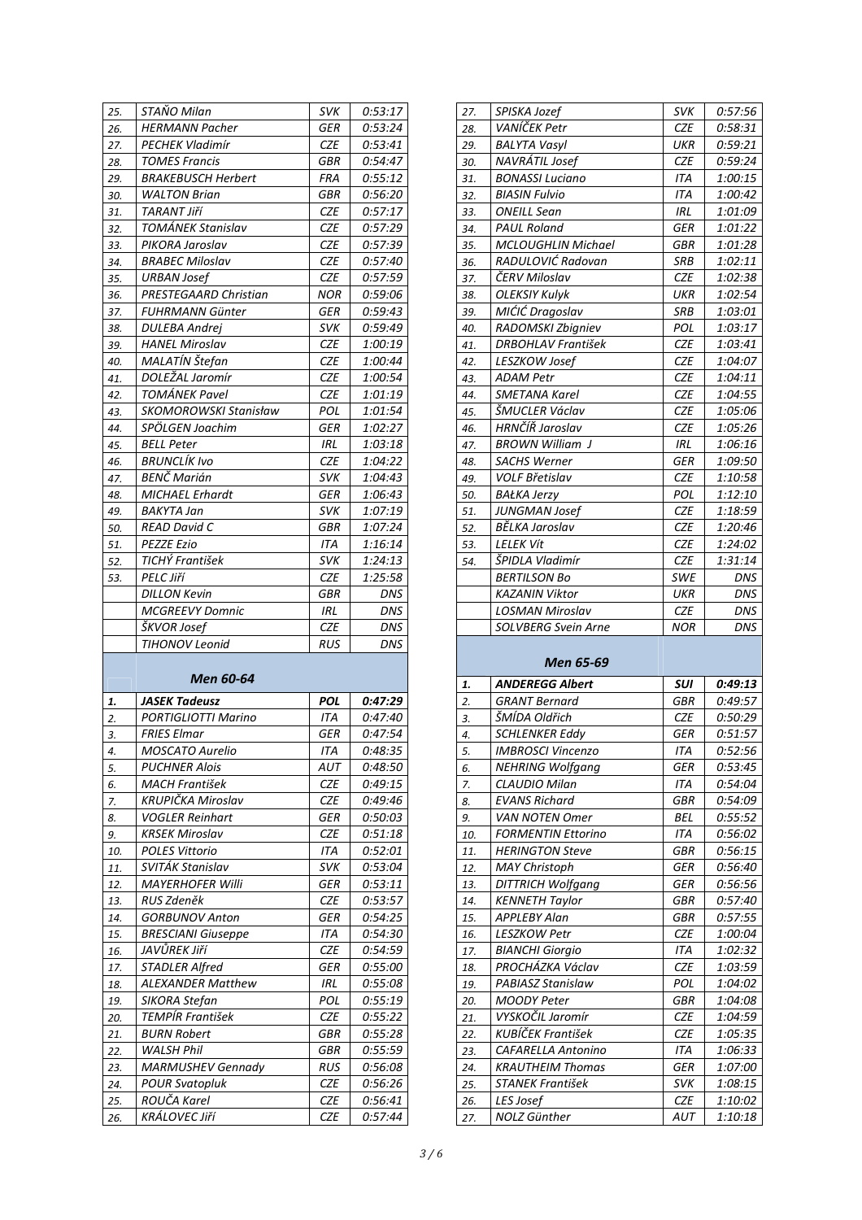| | | | |
|---|---|---|---|
| *25.* | *STAŇO Milan* | *SVK* | *0:53:17* |
| *26.* | *HERMANN Pacher* | *GER* | *0:53:24* |
| *27.* | *PECHEK Vladimír* | *CZE* | *0:53:41* |
| *28.* | *TOMES Francis* | *GBR* | *0:54:47* |
| *29.* | *BRAKEBUSCH Herbert* | *FRA* | *0:55:12* |
| *30.* | *WALTON Brian* | *GBR* | *0:56:20* |
| *31.* | *TARANT Jiří* | *CZE* | *0:57:17* |
| *32.* | *TOMÁNEK Stanislav* | *CZE* | *0:57:29* |
| *33.* | *PIKORA Jaroslav* | *CZE* | *0:57:39* |
| *34.* | *BRABEC Miloslav* | *CZE* | *0:57:40* |
| *35.* | *URBAN Josef* | *CZE* | *0:57:59* |
| *36.* | *PRESTEGAARD Christian* | *NOR* | *0:59:06* |
| *37.* | *FUHRMANN Günter* | *GER* | *0:59:43* |
| *38.* | *DULEBA Andrej* | *SVK* | *0:59:49* |
| *39.* | *HANEL Miroslav* | *CZE* | *1:00:19* |
| *40.* | *MALATÍN Štefan* | *CZE* | *1:00:44* |
| *41.* | *DOLEŽAL Jaromír* | *CZE* | *1:00:54* |
| *42.* | *TOMÁNEK Pavel* | *CZE* | *1:01:19* |
| *43.* | *SKOMOROWSKI Stanisław* | *POL* | *1:01:54* |
| *44.* | *SPÖLGEN Joachim* | *GER* | *1:02:27* |
| *45.* | *BELL Peter* | *IRL* | *1:03:18* |
| *46.* | *BRUNCLÍK Ivo* | *CZE* | *1:04:22* |
| *47.* | *BENČ Marián* | *SVK* | *1:04:43* |
| *48.* | *MICHAEL Erhardt* | *GER* | *1:06:43* |
| *49.* | *BAKYTA Jan* | *SVK* | *1:07:19* |
| *50.* | *READ David C* | *GBR* | *1:07:24* |
| *51.* | *PEZZE Ezio* | *ITA* | *1:16:14* |
| *52.* | *TICHÝ František* | *SVK* | *1:24:13* |
| *53.* | *PELC Jiří* | *CZE* | *1:25:58* |
| | *DILLON Kevin* | *GBR* | *DNS* |
| | *MCGREEVY Domnic* | *IRL* | *DNS* |
| | *ŠKVOR Josef* | *CZE* | *DNS* |
| | *TIHONOV Leonid* | *RUS* | *DNS* |

### *Men 60-64*

| | | | |
|---|---|---|---|
| ***1.*** | ***JASEK Tadeusz*** | ***POL*** | ***0:47:29*** |
| *2.* | *PORTIGLIOTTI Marino* | *ITA* | *0:47:40* |
| *3.* | *FRIES Elmar* | *GER* | *0:47:54* |
| *4.* | *MOSCATO Aurelio* | *ITA* | *0:48:35* |
| *5.* | *PUCHNER Alois* | *AUT* | *0:48:50* |
| *6.* | *MACH František* | *CZE* | *0:49:15* |
| *7.* | *KRUPIČKA Miroslav* | *CZE* | *0:49:46* |
| *8.* | *VOGLER Reinhart* | *GER* | *0:50:03* |
| *9.* | *KRSEK Miroslav* | *CZE* | *0:51:18* |
| *10.* | *POLES Vittorio* | *ITA* | *0:52:01* |
| *11.* | *SVITÁK Stanislav* | *SVK* | *0:53:04* |
| *12.* | *MAYERHOFER Willi* | *GER* | *0:53:11* |
| *13.* | *RUS Zdeněk* | *CZE* | *0:53:57* |
| *14.* | *GORBUNOV Anton* | *GER* | *0:54:25* |
| *15.* | *BRESCIANI Giuseppe* | *ITA* | *0:54:30* |
| *16.* | *JAVŮREK Jiří* | *CZE* | *0:54:59* |
| *17.* | *STADLER Alfred* | *GER* | *0:55:00* |
| *18.* | *ALEXANDER Matthew* | *IRL* | *0:55:08* |
| *19.* | *SIKORA Stefan* | *POL* | *0:55:19* |
| *20.* | *TEMPÍR František* | *CZE* | *0:55:22* |
| *21.* | *BURN Robert* | *GBR* | *0:55:28* |
| *22.* | *WALSH Phil* | *GBR* | *0:55:59* |
| *23.* | *MARMUSHEV Gennady* | *RUS* | *0:56:08* |
| *24.* | *POUR Svatopluk* | *CZE* | *0:56:26* |
| *25.* | *ROUČA Karel* | *CZE* | *0:56:41* |
| *26.* | *KRÁLOVEC Jiří* | *CZE* | *0:57:44* |
| *27.* | *SPISKA Jozef* | *SVK* | *0:57:56* |
| *28.* | *VANÍČEK Petr* | *CZE* | *0:58:31* |
| *29.* | *BALYTA Vasyl* | *UKR* | *0:59:21* |
| *30.* | *NAVRÁTIL Josef* | *CZE* | *0:59:24* |
| *31.* | *BONASSI Luciano* | *ITA* | *1:00:15* |
| *32.* | *BIASIN Fulvio* | *ITA* | *1:00:42* |
| *33.* | *ONEILL Sean* | *IRL* | *1:01:09* |
| *34.* | *PAUL Roland* | *GER* | *1:01:22* |
| *35.* | *MCLOUGHLIN Michael* | *GBR* | *1:01:28* |
| *36.* | *RADULOVIĆ Radovan* | *SRB* | *1:02:11* |
| *37.* | *ČERV Miloslav* | *CZE* | *1:02:38* |
| *38.* | *OLEKSIY Kulyk* | *UKR* | *1:02:54* |
| *39.* | *MIĆIĆ Dragoslav* | *SRB* | *1:03:01* |
| *40.* | *RADOMSKI Zbigniev* | *POL* | *1:03:17* |
| *41.* | *DRBOHLAV František* | *CZE* | *1:03:41* |
| *42.* | *LESZKOW Josef* | *CZE* | *1:04:07* |
| *43.* | *ADAM Petr* | *CZE* | *1:04:11* |
| *44.* | *SMETANA Karel* | *CZE* | *1:04:55* |
| *45.* | *ŠMUCLER Václav* | *CZE* | *1:05:06* |
| *46.* | *HRNČÍŘ Jaroslav* | *CZE* | *1:05:26* |
| *47.* | *BROWN William J* | *IRL* | *1:06:16* |
| *48.* | *SACHS Werner* | *GER* | *1:09:50* |
| *49.* | *VOLF Břetislav* | *CZE* | *1:10:58* |
| *50.* | *BAŁKA Jerzy* | *POL* | *1:12:10* |
| *51.* | *JUNGMAN Josef* | *CZE* | *1:18:59* |
| *52.* | *BĚLKA Jaroslav* | *CZE* | *1:20:46* |
| *53.* | *LELEK Vít* | *CZE* | *1:24:02* |
| *54.* | *ŠPIDLA Vladimír* | *CZE* | *1:31:14* |
| | *BERTILSON Bo* | *SWE* | *DNS* |
| | *KAZANIN Viktor* | *UKR* | *DNS* |
| | *LOSMAN Miroslav* | *CZE* | *DNS* |
| | *SOLVBERG Svein Arne* | *NOR* | *DNS* |

### *Men 65-69*

| | | | |
|---|---|---|---|
| ***1.*** | ***ANDEREGG Albert*** | ***SUI*** | ***0:49:13*** |
| *2.* | *GRANT Bernard* | *GBR* | *0:49:57* |
| *3.* | *ŠMÍDA Oldřich* | *CZE* | *0:50:29* |
| *4.* | *SCHLENKER Eddy* | *GER* | *0:51:57* |
| *5.* | *IMBROSCI Vincenzo* | *ITA* | *0:52:56* |
| *6.* | *NEHRING Wolfgang* | *GER* | *0:53:45* |
| *7.* | *CLAUDIO Milan* | *ITA* | *0:54:04* |
| *8.* | *EVANS Richard* | *GBR* | *0:54:09* |
| *9.* | *VAN NOTEN Omer* | *BEL* | *0:55:52* |
| *10.* | *FORMENTIN Ettorino* | *ITA* | *0:56:02* |
| *11.* | *HERINGTON Steve* | *GBR* | *0:56:15* |
| *12.* | *MAY Christoph* | *GER* | *0:56:40* |
| *13.* | *DITTRICH Wolfgang* | *GER* | *0:56:56* |
| *14.* | *KENNETH Taylor* | *GBR* | *0:57:40* |
| *15.* | *APPLEBY Alan* | *GBR* | *0:57:55* |
| *16.* | *LESZKOW Petr* | *CZE* | *1:00:04* |
| *17.* | *BIANCHI Giorgio* | *ITA* | *1:02:32* |
| *18.* | *PROCHÁZKA Václav* | *CZE* | *1:03:59* |
| *19.* | *PABIASZ Stanislaw* | *POL* | *1:04:02* |
| *20.* | *MOODY Peter* | *GBR* | *1:04:08* |
| *21.* | *VYSKOČIL Jaromír* | *CZE* | *1:04:59* |
| *22.* | *KUBÍČEK František* | *CZE* | *1:05:35* |
| *23.* | *CAFARELLA Antonino* | *ITA* | *1:06:33* |
| *24.* | *KRAUTHEIM Thomas* | *GER* | *1:07:00* |
| *25.* | *STANEK František* | *SVK* | *1:08:15* |
| *26.* | *LES Josef* | *CZE* | *1:10:02* |
| *27.* | *NOLZ Günther* | *AUT* | *1:10:18* |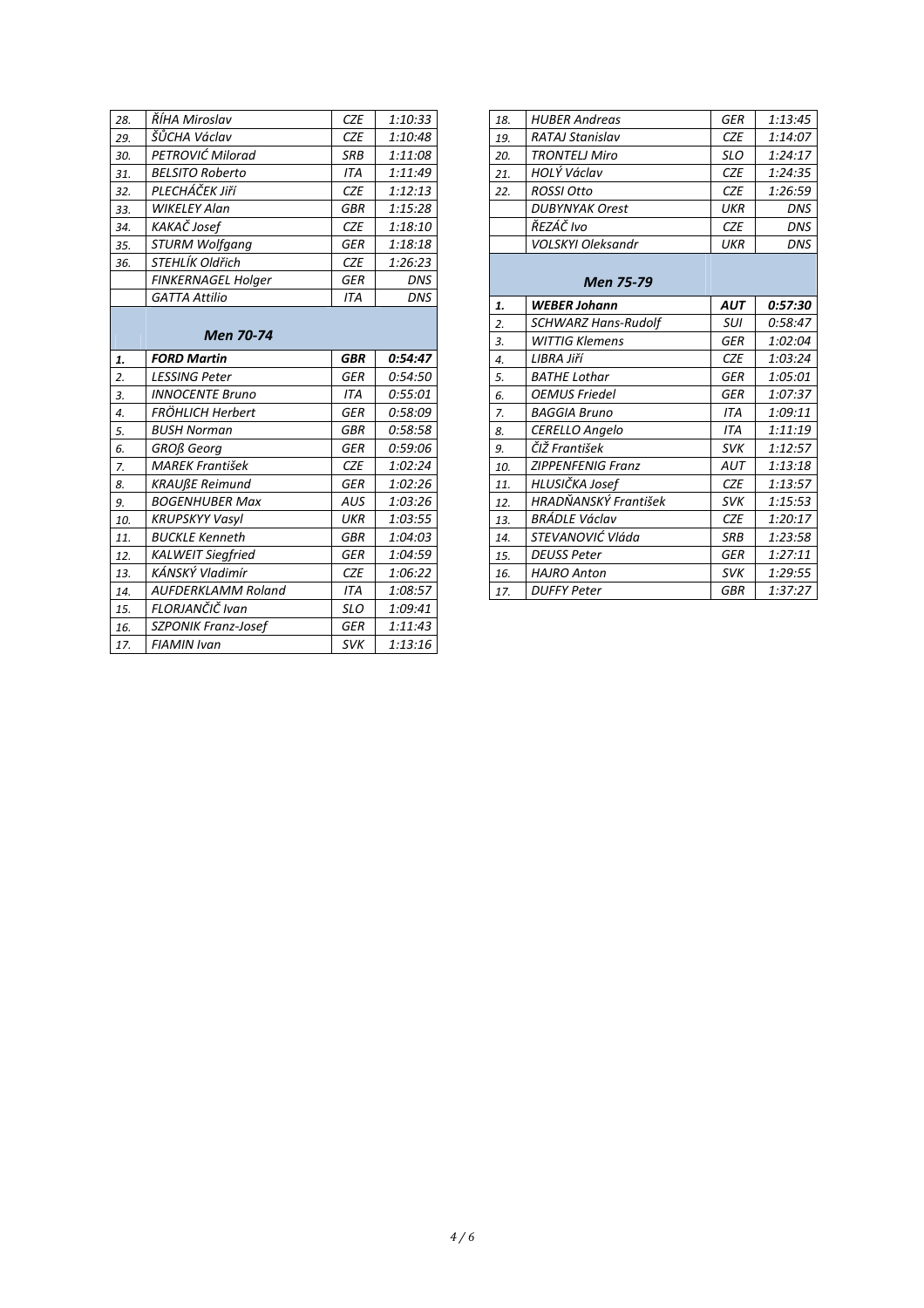| | | | |
|---|---|---|---|
| 28. | ŘÍHA Miroslav | CZE | 1:10:33 |
| 29. | ŠŮCHA Václav | CZE | 1:10:48 |
| 30. | PETROVIĆ Milorad | SRB | 1:11:08 |
| 31. | BELSITO Roberto | ITA | 1:11:49 |
| 32. | PLECHÁČEK Jiří | CZE | 1:12:13 |
| 33. | WIKELEY Alan | GBR | 1:15:28 |
| 34. | KAKAČ Josef | CZE | 1:18:10 |
| 35. | STURM Wolfgang | GER | 1:18:18 |
| 36. | STEHLÍK Oldřich | CZE | 1:26:23 |
| | FINKERNAGEL Holger | GER | DNS |
| | GATTA Attilio | ITA | DNS |

## Men 70-74

| | | | |
|---|---|---|---|
| **1.** | **FORD Martin** | **GBR** | **0:54:47** |
| 2. | LESSING Peter | GER | 0:54:50 |
| 3. | INNOCENTE Bruno | ITA | 0:55:01 |
| 4. | FRÖHLICH Herbert | GER | 0:58:09 |
| 5. | BUSH Norman | GBR | 0:58:58 |
| 6. | GROß Georg | GER | 0:59:06 |
| 7. | MAREK František | CZE | 1:02:24 |
| 8. | KRAUßE Reimund | GER | 1:02:26 |
| 9. | BOGENHUBER Max | AUS | 1:03:26 |
| 10. | KRUPSKYY Vasyl | UKR | 1:03:55 |
| 11. | BUCKLE Kenneth | GBR | 1:04:03 |
| 12. | KALWEIT Siegfried | GER | 1:04:59 |
| 13. | KÁNSKÝ Vladimír | CZE | 1:06:22 |
| 14. | AUFDERKLAMM Roland | ITA | 1:08:57 |
| 15. | FLORJANČIČ Ivan | SLO | 1:09:41 |
| 16. | SZPONIK Franz-Josef | GER | 1:11:43 |
| 17. | FIAMIN Ivan | SVK | 1:13:16 |
| 18. | HUBER Andreas | GER | 1:13:45 |
| 19. | RATAJ Stanislav | CZE | 1:14:07 |
| 20. | TRONTELJ Miro | SLO | 1:24:17 |
| 21. | HOLÝ Václav | CZE | 1:24:35 |
| 22. | ROSSI Otto | CZE | 1:26:59 |
| | DUBYNYAK Orest | UKR | DNS |
| | ŘEZÁČ Ivo | CZE | DNS |
| | VOLSKYI Oleksandr | UKR | DNS |

## Men 75-79

| | | | |
|---|---|---|---|
| **1.** | **WEBER Johann** | **AUT** | **0:57:30** |
| 2. | SCHWARZ Hans-Rudolf | SUI | 0:58:47 |
| 3. | WITTIG Klemens | GER | 1:02:04 |
| 4. | LIBRA Jiří | CZE | 1:03:24 |
| 5. | BATHE Lothar | GER | 1:05:01 |
| 6. | OEMUS Friedel | GER | 1:07:37 |
| 7. | BAGGIA Bruno | ITA | 1:09:11 |
| 8. | CERELLO Angelo | ITA | 1:11:19 |
| 9. | ČIŽ František | SVK | 1:12:57 |
| 10. | ZIPPENFENIG Franz | AUT | 1:13:18 |
| 11. | HLUSIČKA Josef | CZE | 1:13:57 |
| 12. | HRADŇANSKÝ František | SVK | 1:15:53 |
| 13. | BRÁDLE Václav | CZE | 1:20:17 |
| 14. | STEVANOVIĆ Vláda | SRB | 1:23:58 |
| 15. | DEUSS Peter | GER | 1:27:11 |
| 16. | HAJRO Anton | SVK | 1:29:55 |
| 17. | DUFFY Peter | GBR | 1:37:27 |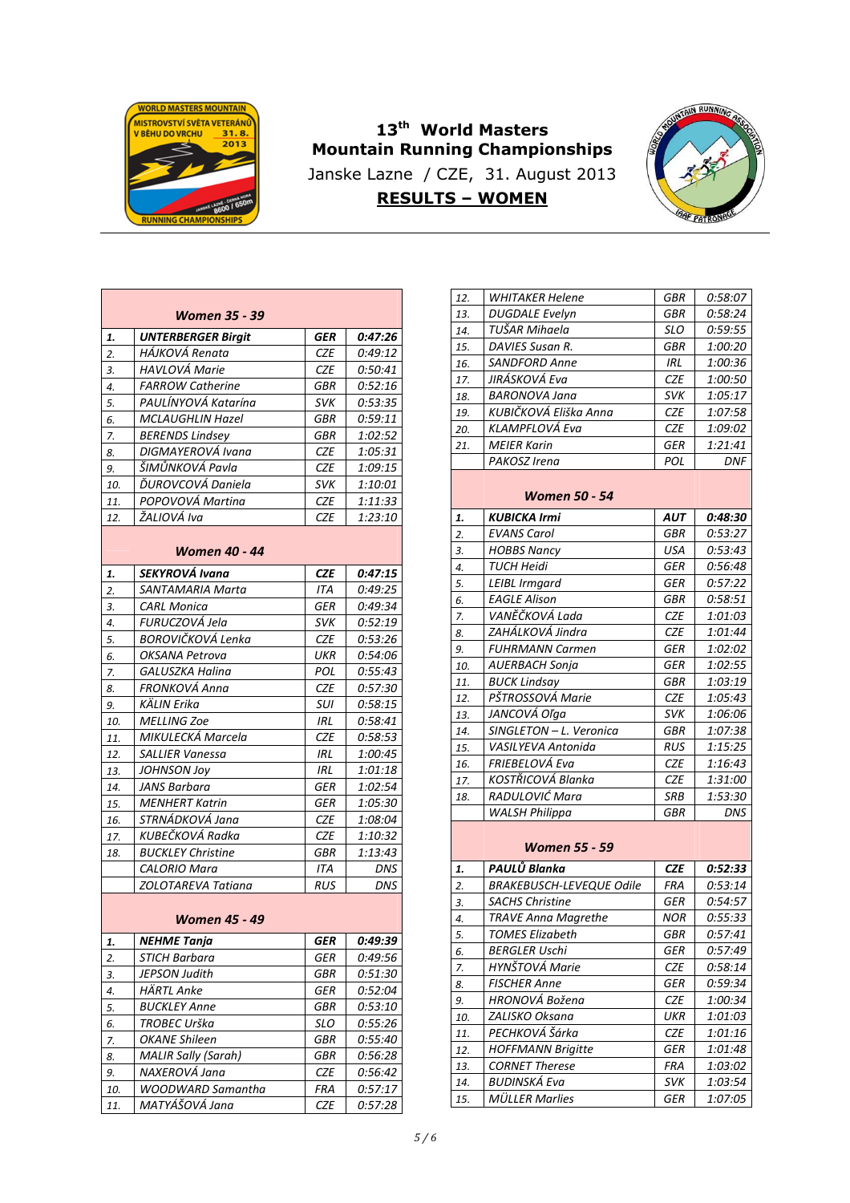# 13th World Masters Mountain Running Championships

Janske Lazne / CZE, 31. August 2013

**RESULTS – WOMEN**

### Women 35 - 39

| | | | |
|---|---|---|---|
| **1.** | **UNTERBERGER Birgit** | **GER** | **0:47:26** |
| 2. | HÁJKOVÁ Renata | CZE | 0:49:12 |
| 3. | HAVLOVÁ Marie | CZE | 0:50:41 |
| 4. | FARROW Catherine | GBR | 0:52:16 |
| 5. | PAULÍNYOVÁ Katarína | SVK | 0:53:35 |
| 6. | MCLAUGHLIN Hazel | GBR | 0:59:11 |
| 7. | BERENDS Lindsey | GBR | 1:02:52 |
| 8. | DIGMAYEROVÁ Ivana | CZE | 1:05:31 |
| 9. | ŠIMŮNKOVÁ Pavla | CZE | 1:09:15 |
| 10. | ĎUROVCOVÁ Daniela | SVK | 1:10:01 |
| 11. | POPOVOVÁ Martina | CZE | 1:11:33 |
| 12. | ŽALIOVÁ Iva | CZE | 1:23:10 |

### Women 40 - 44

| | | | |
|---|---|---|---|
| **1.** | **SEKYROVÁ Ivana** | **CZE** | **0:47:15** |
| 2. | SANTAMARIA Marta | ITA | 0:49:25 |
| 3. | CARL Monica | GER | 0:49:34 |
| 4. | FURUCZOVÁ Jela | SVK | 0:52:19 |
| 5. | BOROVIČKOVÁ Lenka | CZE | 0:53:26 |
| 6. | OKSANA Petrova | UKR | 0:54:06 |
| 7. | GALUSZKA Halina | POL | 0:55:43 |
| 8. | FRONKOVÁ Anna | CZE | 0:57:30 |
| 9. | KÄLIN Erika | SUI | 0:58:15 |
| 10. | MELLING Zoe | IRL | 0:58:41 |
| 11. | MIKULECKÁ Marcela | CZE | 0:58:53 |
| 12. | SALLIER Vanessa | IRL | 1:00:45 |
| 13. | JOHNSON Joy | IRL | 1:01:18 |
| 14. | JANS Barbara | GER | 1:02:54 |
| 15. | MENHERT Katrin | GER | 1:05:30 |
| 16. | STRNÁDKOVÁ Jana | CZE | 1:08:04 |
| 17. | KUBEČKOVÁ Radka | CZE | 1:10:32 |
| 18. | BUCKLEY Christine | GBR | 1:13:43 |
| | CALORIO Mara | ITA | DNS |
| | ZOLOTAREVA Tatiana | RUS | DNS |

### Women 45 - 49

| | | | |
|---|---|---|---|
| **1.** | **NEHME Tanja** | **GER** | **0:49:39** |
| 2. | STICH Barbara | GER | 0:49:56 |
| 3. | JEPSON Judith | GBR | 0:51:30 |
| 4. | HÄRTL Anke | GER | 0:52:04 |
| 5. | BUCKLEY Anne | GBR | 0:53:10 |
| 6. | TROBEC Urška | SLO | 0:55:26 |
| 7. | OKANE Shileen | GBR | 0:55:40 |
| 8. | MALIR Sally (Sarah) | GBR | 0:56:28 |
| 9. | NAXEROVÁ Jana | CZE | 0:56:42 |
| 10. | WOODWARD Samantha | FRA | 0:57:17 |
| 11. | MATYÁŠOVÁ Jana | CZE | 0:57:28 |
| 12. | WHITAKER Helene | GBR | 0:58:07 |
| 13. | DUGDALE Evelyn | GBR | 0:58:24 |
| 14. | TUŠAR Mihaela | SLO | 0:59:55 |
| 15. | DAVIES Susan R. | GBR | 1:00:20 |
| 16. | SANDFORD Anne | IRL | 1:00:36 |
| 17. | JIRÁSKOVÁ Eva | CZE | 1:00:50 |
| 18. | BARONOVA Jana | SVK | 1:05:17 |
| 19. | KUBIČKOVÁ Eliška Anna | CZE | 1:07:58 |
| 20. | KLAMPFLOVÁ Eva | CZE | 1:09:02 |
| 21. | MEIER Karin | GER | 1:21:41 |
| | PAKOSZ Irena | POL | DNF |

### Women 50 - 54

| | | | |
|---|---|---|---|
| **1.** | **KUBICKA Irmi** | **AUT** | **0:48:30** |
| 2. | EVANS Carol | GBR | 0:53:27 |
| 3. | HOBBS Nancy | USA | 0:53:43 |
| 4. | TUCH Heidi | GER | 0:56:48 |
| 5. | LEIBL Irmgard | GER | 0:57:22 |
| 6. | EAGLE Alison | GBR | 0:58:51 |
| 7. | VANĚČKOVÁ Lada | CZE | 1:01:03 |
| 8. | ZAHÁLKOVÁ Jindra | CZE | 1:01:44 |
| 9. | FUHRMANN Carmen | GER | 1:02:02 |
| 10. | AUERBACH Sonja | GER | 1:02:55 |
| 11. | BUCK Lindsay | GBR | 1:03:19 |
| 12. | PŠTROSSOVÁ Marie | CZE | 1:05:43 |
| 13. | JANCOVÁ Oľga | SVK | 1:06:06 |
| 14. | SINGLETON – L. Veronica | GBR | 1:07:38 |
| 15. | VASILYEVA Antonida | RUS | 1:15:25 |
| 16. | FRIEBELOVÁ Eva | CZE | 1:16:43 |
| 17. | KOSTŘICOVÁ Blanka | CZE | 1:31:00 |
| 18. | RADULOVIĆ Mara | SRB | 1:53:30 |
| | WALSH Philippa | GBR | DNS |

### Women 55 - 59

| | | | |
|---|---|---|---|
| **1.** | **PAULŮ Blanka** | **CZE** | **0:52:33** |
| 2. | BRAKEBUSCH-LEVEQUE Odile | FRA | 0:53:14 |
| 3. | SACHS Christine | GER | 0:54:57 |
| 4. | TRAVE Anna Magrethe | NOR | 0:55:33 |
| 5. | TOMES Elizabeth | GBR | 0:57:41 |
| 6. | BERGLER Uschi | GER | 0:57:49 |
| 7. | HYNŠTOVÁ Marie | CZE | 0:58:14 |
| 8. | FISCHER Anne | GER | 0:59:34 |
| 9. | HRONOVÁ Božena | CZE | 1:00:34 |
| 10. | ZALISKO Oksana | UKR | 1:01:03 |
| 11. | PECHKOVÁ Šárka | CZE | 1:01:16 |
| 12. | HOFFMANN Brigitte | GER | 1:01:48 |
| 13. | CORNET Therese | FRA | 1:03:02 |
| 14. | BUDINSKÁ Eva | SVK | 1:03:54 |
| 15. | MÜLLER Marlies | GER | 1:07:05 |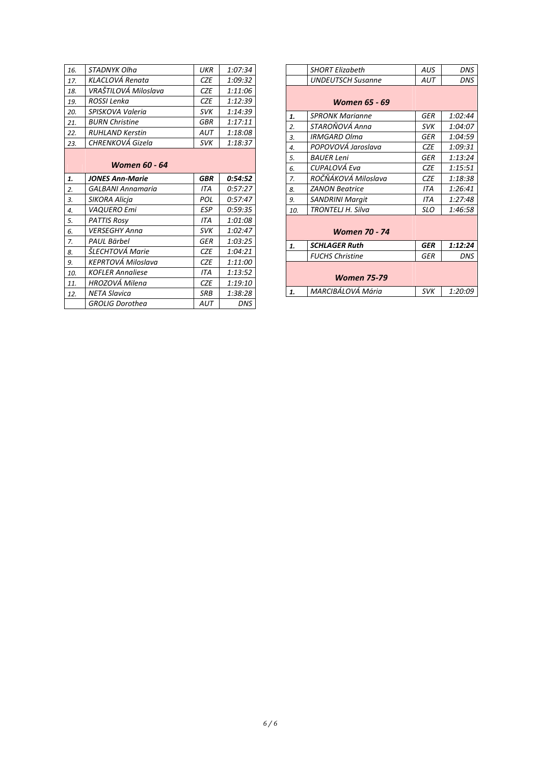| | | | |
|---|---|---|---|
| *16.* | *STADNYK Olha* | *UKR* | *1:07:34* |
| *17.* | *KLACLOVÁ Renata* | *CZE* | *1:09:32* |
| *18.* | *VRAŠTILOVÁ Miloslava* | *CZE* | *1:11:06* |
| *19.* | *ROSSI Lenka* | *CZE* | *1:12:39* |
| *20.* | *SPISKOVA Valeria* | *SVK* | *1:14:39* |
| *21.* | *BURN Christine* | *GBR* | *1:17:11* |
| *22.* | *RUHLAND Kerstin* | *AUT* | *1:18:08* |
| *23.* | *CHRENKOVÁ Gizela* | *SVK* | *1:18:37* |

### *Women 60 - 64*

| | | | |
|---|---|---|---|
| ***1.*** | ***JONES Ann-Marie*** | ***GBR*** | ***0:54:52*** |
| *2.* | *GALBANI Annamaria* | *ITA* | *0:57:27* |
| *3.* | *SIKORA Alicja* | *POL* | *0:57:47* |
| *4.* | *VAQUERO Emi* | *ESP* | *0:59:35* |
| *5.* | *PATTIS Rosy* | *ITA* | *1:01:08* |
| *6.* | *VERSEGHY Anna* | *SVK* | *1:02:47* |
| *7.* | *PAUL Bärbel* | *GER* | *1:03:25* |
| *8.* | *ŠLECHTOVÁ Marie* | *CZE* | *1:04:21* |
| *9.* | *KEPRTOVÁ Miloslava* | *CZE* | *1:11:00* |
| *10.* | *KOFLER Annaliese* | *ITA* | *1:13:52* |
| *11.* | *HROZOVÁ Milena* | *CZE* | *1:19:10* |
| *12.* | *NETA Slavica* | *SRB* | *1:38:28* |
| | *GROLIG Dorothea* | *AUT* | *DNS* |
| | *SHORT Elizabeth* | *AUS* | *DNS* |
| | *UNDEUTSCH Susanne* | *AUT* | *DNS* |

### *Women 65 - 69*

| | | | |
|---|---|---|---|
| *1.* | *SPRONK Marianne* | *GER* | *1:02:44* |
| *2.* | *STAROŇOVÁ Anna* | *SVK* | *1:04:07* |
| *3.* | *IRMGARD Olma* | *GER* | *1:04:59* |
| *4.* | *POPOVOVÁ Jaroslava* | *CZE* | *1:09:31* |
| *5.* | *BAUER Leni* | *GER* | *1:13:24* |
| *6.* | *CUPALOVÁ Eva* | *CZE* | *1:15:51* |
| *7.* | *ROČŇÁKOVÁ Miloslava* | *CZE* | *1:18:38* |
| *8.* | *ZANON Beatrice* | *ITA* | *1:26:41* |
| *9.* | *SANDRINI Margit* | *ITA* | *1:27:48* |
| *10.* | *TRONTELJ H. Silva* | *SLO* | *1:46:58* |

### *Women 70 - 74*

| | | | |
|---|---|---|---|
| ***1.*** | ***SCHLAGER Ruth*** | ***GER*** | ***1:12:24*** |
| | *FUCHS Christine* | *GER* | *DNS* |

### *Women 75-79*

| | | | |
|---|---|---|---|
| *1.* | *MARCIBÁLOVÁ Mária* | *SVK* | *1:20:09* |